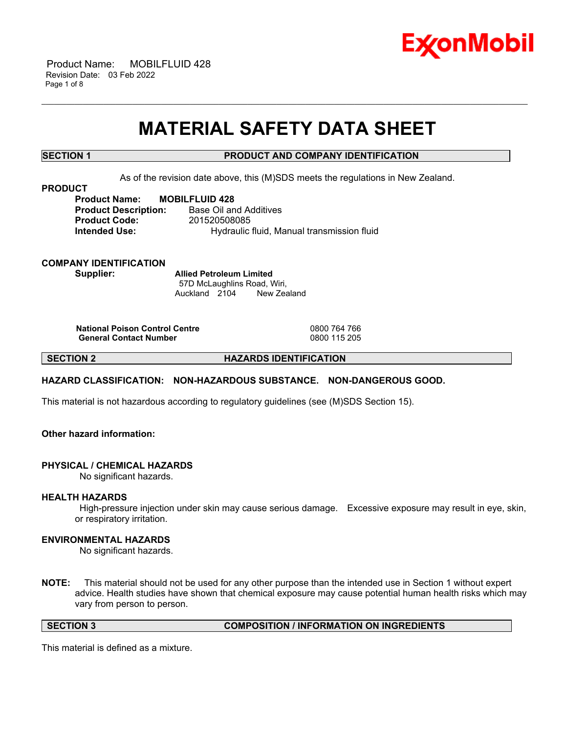# MATERIAL SAFETY DATA SHEET

## SECTION 1 PRODUCT AND COMPANY IDENTIFICATION

As of the revision date above, this (M)SDS meets the regulations in New Zealand.

**PRODUCT**

**Product Name:** **MOBILFLUID 428**
**Product Description:** Base Oil and Additives
**Product Code:** 201520508085
**Intended Use:** Hydraulic fluid, Manual transmission fluid

**COMPANY IDENTIFICATION**

**Supplier:** **Allied Petroleum Limited**
57D McLaughlins Road, Wiri,
Auckland 2104 New Zealand

| | |
|---|---|
| **National Poison Control Centre** | 0800 764 766 |
| **General Contact Number** | 0800 115 205 |

## SECTION 2 HAZARDS IDENTIFICATION

**HAZARD CLASSIFICATION: NON-HAZARDOUS SUBSTANCE. NON-DANGEROUS GOOD.**

This material is not hazardous according to regulatory guidelines (see (M)SDS Section 15).

**Other hazard information:**

**PHYSICAL / CHEMICAL HAZARDS**

No significant hazards.

**HEALTH HAZARDS**

High-pressure injection under skin may cause serious damage. Excessive exposure may result in eye, skin, or respiratory irritation.

**ENVIRONMENTAL HAZARDS**

No significant hazards.

**NOTE:** This material should not be used for any other purpose than the intended use in Section 1 without expert advice. Health studies have shown that chemical exposure may cause potential human health risks which may vary from person to person.

## SECTION 3 COMPOSITION / INFORMATION ON INGREDIENTS

This material is defined as a mixture.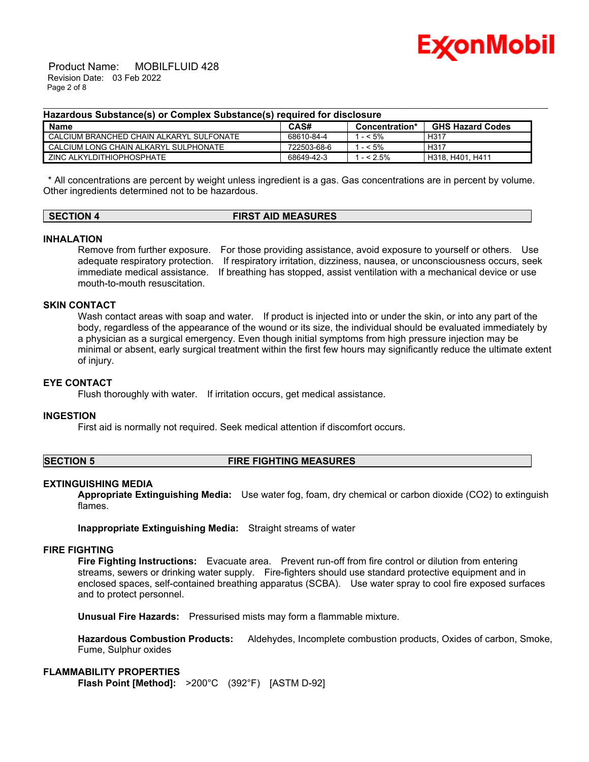**Hazardous Substance(s) or Complex Substance(s) required for disclosure**

| Name | CAS# | Concentration* | GHS Hazard Codes |
|---|---|---|---|
| CALCIUM BRANCHED CHAIN ALKARYL SULFONATE | 68610-84-4 | 1 - < 5% | H317 |
| CALCIUM LONG CHAIN ALKARYL SULPHONATE | 722503-68-6 | 1 - < 5% | H317 |
| ZINC ALKYLDITHIOPHOSPHATE | 68649-42-3 | 1 - < 2.5% | H318, H401, H411 |

\* All concentrations are percent by weight unless ingredient is a gas. Gas concentrations are in percent by volume. Other ingredients determined not to be hazardous.

## SECTION 4 FIRST AID MEASURES

### INHALATION

Remove from further exposure. For those providing assistance, avoid exposure to yourself or others. Use adequate respiratory protection. If respiratory irritation, dizziness, nausea, or unconsciousness occurs, seek immediate medical assistance. If breathing has stopped, assist ventilation with a mechanical device or use mouth-to-mouth resuscitation.

### SKIN CONTACT

Wash contact areas with soap and water. If product is injected into or under the skin, or into any part of the body, regardless of the appearance of the wound or its size, the individual should be evaluated immediately by a physician as a surgical emergency. Even though initial symptoms from high pressure injection may be minimal or absent, early surgical treatment within the first few hours may significantly reduce the ultimate extent of injury.

### EYE CONTACT

Flush thoroughly with water. If irritation occurs, get medical assistance.

### INGESTION

First aid is normally not required. Seek medical attention if discomfort occurs.

## SECTION 5 FIRE FIGHTING MEASURES

### EXTINGUISHING MEDIA

**Appropriate Extinguishing Media:** Use water fog, foam, dry chemical or carbon dioxide ($CO_2$) to extinguish flames.

**Inappropriate Extinguishing Media:** Straight streams of water

### FIRE FIGHTING

**Fire Fighting Instructions:** Evacuate area. Prevent run-off from fire control or dilution from entering streams, sewers or drinking water supply. Fire-fighters should use standard protective equipment and in enclosed spaces, self-contained breathing apparatus (SCBA). Use water spray to cool fire exposed surfaces and to protect personnel.

**Unusual Fire Hazards:** Pressurised mists may form a flammable mixture.

**Hazardous Combustion Products:** Aldehydes, Incomplete combustion products, Oxides of carbon, Smoke, Fume, Sulphur oxides

### FLAMMABILITY PROPERTIES

**Flash Point [Method]:** >200°C (392°F) [ASTM D-92]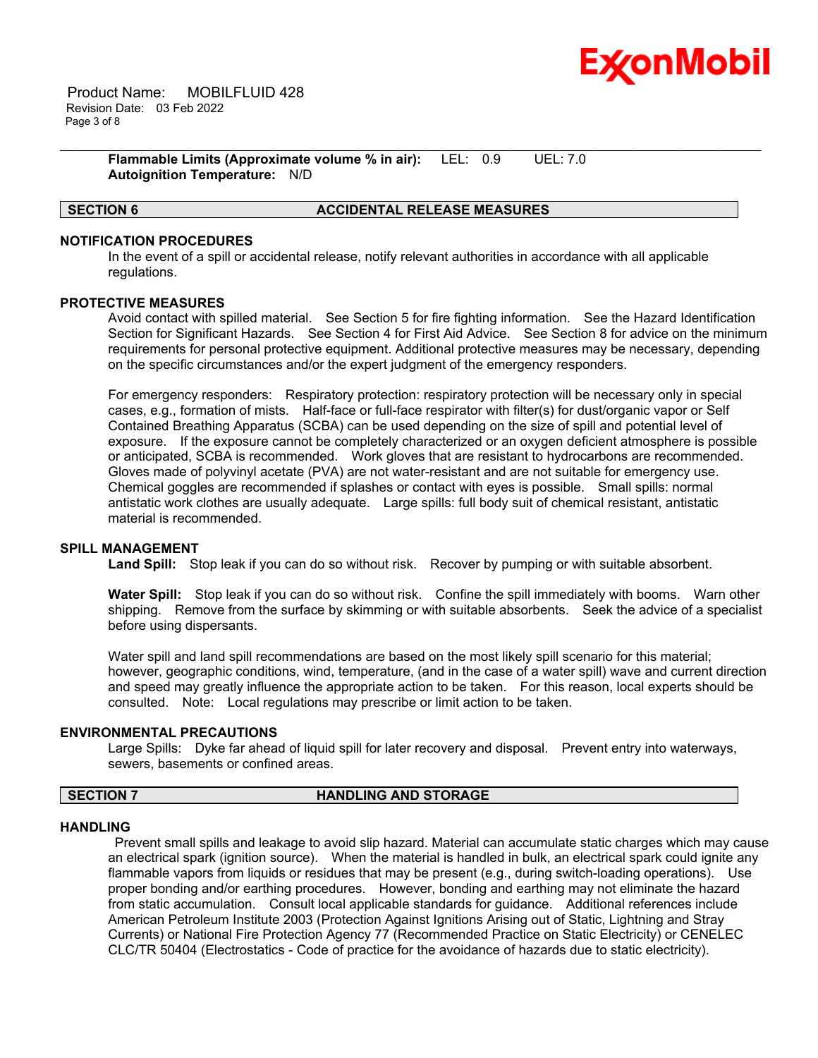**Flammable Limits (Approximate volume % in air):** LEL: 0.9 UEL: 7.0
**Autoignition Temperature:** N/D

## SECTION 6 ACCIDENTAL RELEASE MEASURES

### NOTIFICATION PROCEDURES

In the event of a spill or accidental release, notify relevant authorities in accordance with all applicable regulations.

### PROTECTIVE MEASURES

Avoid contact with spilled material. See Section 5 for fire fighting information. See the Hazard Identification Section for Significant Hazards. See Section 4 for First Aid Advice. See Section 8 for advice on the minimum requirements for personal protective equipment. Additional protective measures may be necessary, depending on the specific circumstances and/or the expert judgment of the emergency responders.

For emergency responders: Respiratory protection: respiratory protection will be necessary only in special cases, e.g., formation of mists. Half-face or full-face respirator with filter(s) for dust/organic vapor or Self Contained Breathing Apparatus (SCBA) can be used depending on the size of spill and potential level of exposure. If the exposure cannot be completely characterized or an oxygen deficient atmosphere is possible or anticipated, SCBA is recommended. Work gloves that are resistant to hydrocarbons are recommended. Gloves made of polyvinyl acetate (PVA) are not water-resistant and are not suitable for emergency use. Chemical goggles are recommended if splashes or contact with eyes is possible. Small spills: normal antistatic work clothes are usually adequate. Large spills: full body suit of chemical resistant, antistatic material is recommended.

### SPILL MANAGEMENT

**Land Spill:** Stop leak if you can do so without risk. Recover by pumping or with suitable absorbent.

**Water Spill:** Stop leak if you can do so without risk. Confine the spill immediately with booms. Warn other shipping. Remove from the surface by skimming or with suitable absorbents. Seek the advice of a specialist before using dispersants.

Water spill and land spill recommendations are based on the most likely spill scenario for this material; however, geographic conditions, wind, temperature, (and in the case of a water spill) wave and current direction and speed may greatly influence the appropriate action to be taken. For this reason, local experts should be consulted. Note: Local regulations may prescribe or limit action to be taken.

### ENVIRONMENTAL PRECAUTIONS

Large Spills: Dyke far ahead of liquid spill for later recovery and disposal. Prevent entry into waterways, sewers, basements or confined areas.

## SECTION 7 HANDLING AND STORAGE

### HANDLING

Prevent small spills and leakage to avoid slip hazard. Material can accumulate static charges which may cause an electrical spark (ignition source). When the material is handled in bulk, an electrical spark could ignite any flammable vapors from liquids or residues that may be present (e.g., during switch-loading operations). Use proper bonding and/or earthing procedures. However, bonding and earthing may not eliminate the hazard from static accumulation. Consult local applicable standards for guidance. Additional references include American Petroleum Institute 2003 (Protection Against Ignitions Arising out of Static, Lightning and Stray Currents) or National Fire Protection Agency 77 (Recommended Practice on Static Electricity) or CENELEC CLC/TR 50404 (Electrostatics - Code of practice for the avoidance of hazards due to static electricity).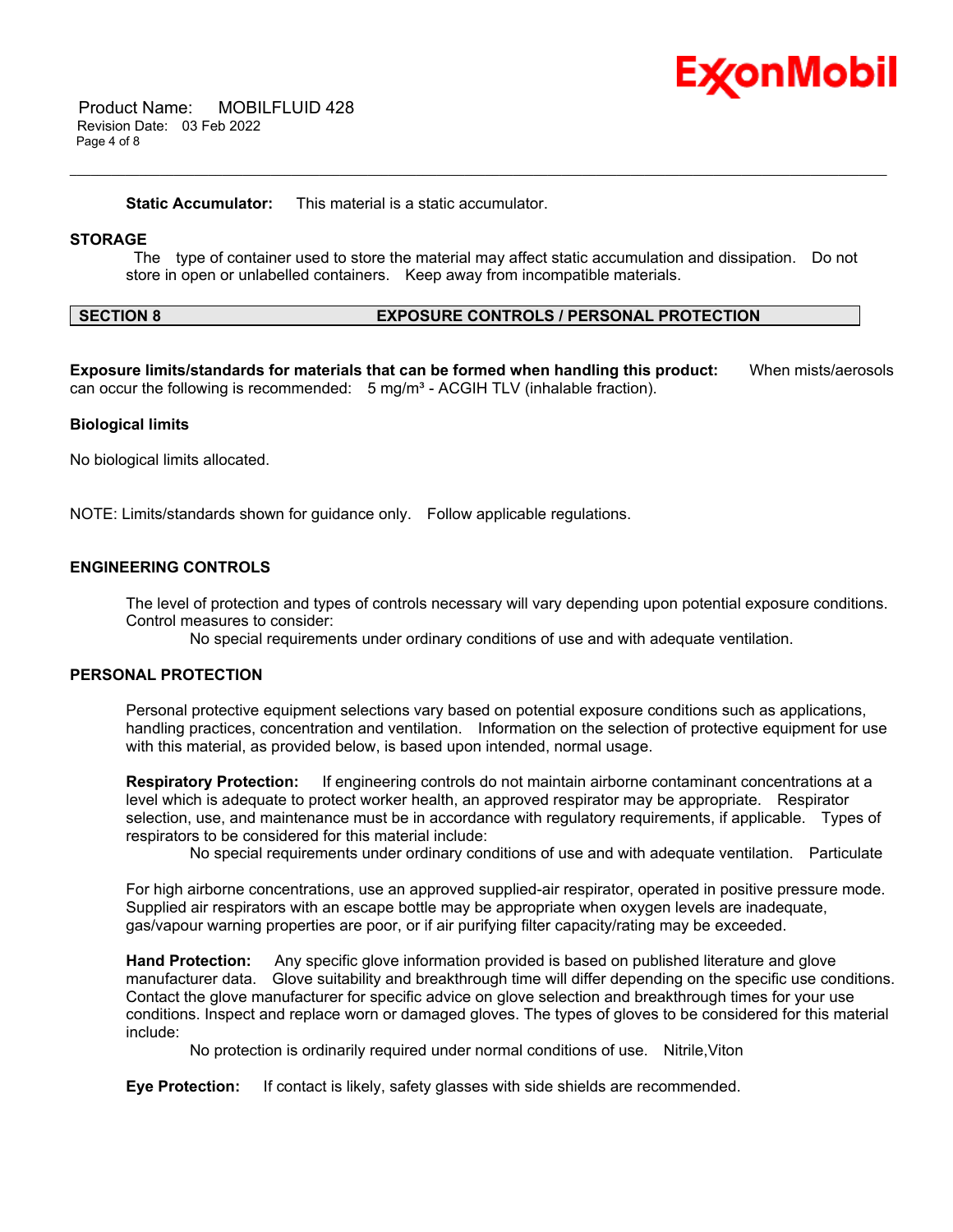**Static Accumulator:** This material is a static accumulator.

### STORAGE

The type of container used to store the material may affect static accumulation and dissipation. Do not store in open or unlabelled containers. Keep away from incompatible materials.

## SECTION 8 EXPOSURE CONTROLS / PERSONAL PROTECTION

**Exposure limits/standards for materials that can be formed when handling this product:** When mists/aerosols can occur the following is recommended: 5 mg/m³ - ACGIH TLV (inhalable fraction).

**Biological limits**

No biological limits allocated.

NOTE: Limits/standards shown for guidance only. Follow applicable regulations.

### ENGINEERING CONTROLS

The level of protection and types of controls necessary will vary depending upon potential exposure conditions. Control measures to consider:

No special requirements under ordinary conditions of use and with adequate ventilation.

### PERSONAL PROTECTION

Personal protective equipment selections vary based on potential exposure conditions such as applications, handling practices, concentration and ventilation. Information on the selection of protective equipment for use with this material, as provided below, is based upon intended, normal usage.

**Respiratory Protection:** If engineering controls do not maintain airborne contaminant concentrations at a level which is adequate to protect worker health, an approved respirator may be appropriate. Respirator selection, use, and maintenance must be in accordance with regulatory requirements, if applicable. Types of respirators to be considered for this material include:

No special requirements under ordinary conditions of use and with adequate ventilation. Particulate

For high airborne concentrations, use an approved supplied-air respirator, operated in positive pressure mode. Supplied air respirators with an escape bottle may be appropriate when oxygen levels are inadequate, gas/vapour warning properties are poor, or if air purifying filter capacity/rating may be exceeded.

**Hand Protection:** Any specific glove information provided is based on published literature and glove manufacturer data. Glove suitability and breakthrough time will differ depending on the specific use conditions. Contact the glove manufacturer for specific advice on glove selection and breakthrough times for your use conditions. Inspect and replace worn or damaged gloves. The types of gloves to be considered for this material include:

No protection is ordinarily required under normal conditions of use. Nitrile,Viton

**Eye Protection:** If contact is likely, safety glasses with side shields are recommended.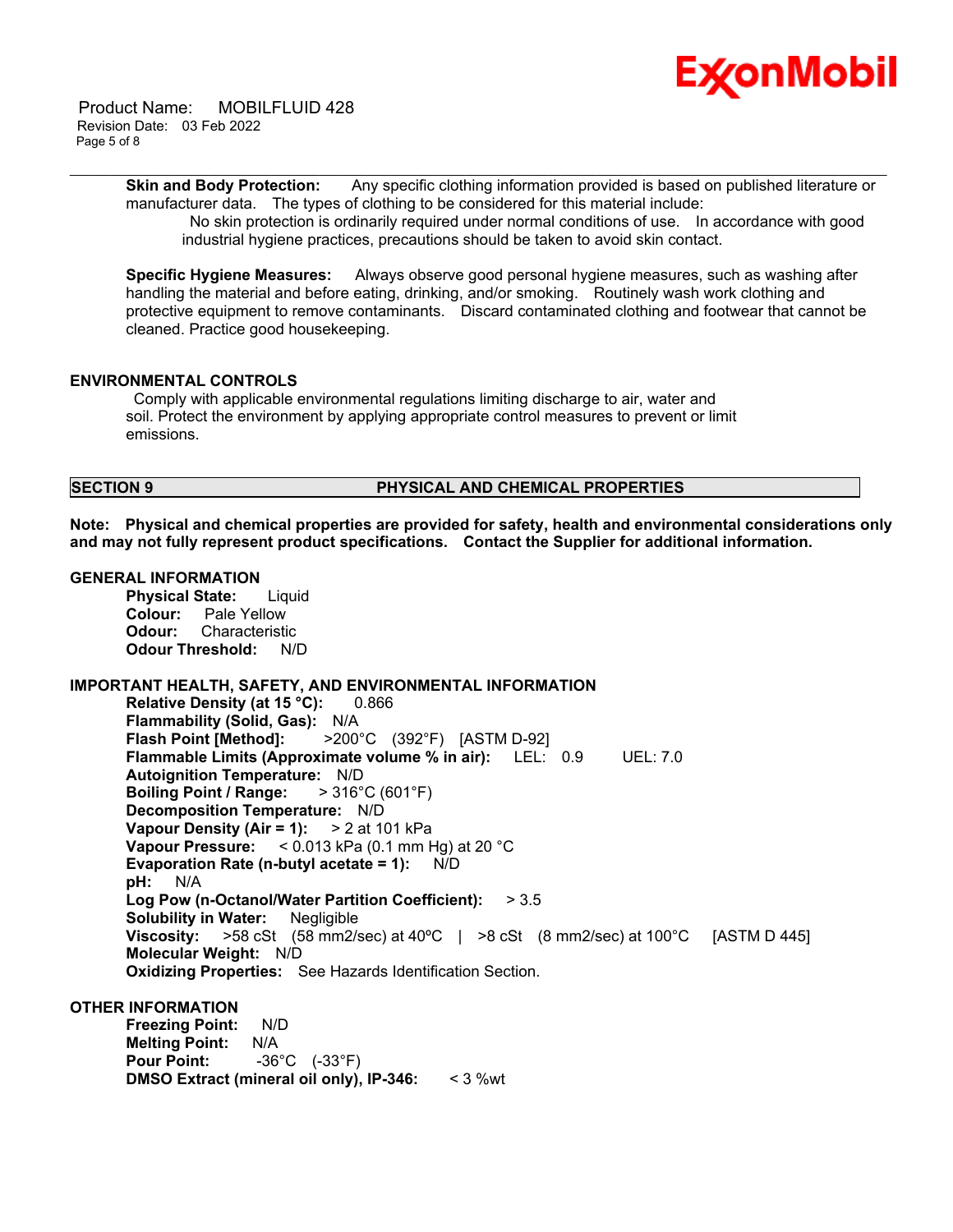**Skin and Body Protection:** Any specific clothing information provided is based on published literature or manufacturer data. The types of clothing to be considered for this material include:

No skin protection is ordinarily required under normal conditions of use. In accordance with good industrial hygiene practices, precautions should be taken to avoid skin contact.

**Specific Hygiene Measures:** Always observe good personal hygiene measures, such as washing after handling the material and before eating, drinking, and/or smoking. Routinely wash work clothing and protective equipment to remove contaminants. Discard contaminated clothing and footwear that cannot be cleaned. Practice good housekeeping.

### ENVIRONMENTAL CONTROLS

Comply with applicable environmental regulations limiting discharge to air, water and soil. Protect the environment by applying appropriate control measures to prevent or limit emissions.

## SECTION 9 PHYSICAL AND CHEMICAL PROPERTIES

**Note: Physical and chemical properties are provided for safety, health and environmental considerations only and may not fully represent product specifications. Contact the Supplier for additional information.**

### GENERAL INFORMATION

**Physical State:** Liquid
**Colour:** Pale Yellow
**Odour:** Characteristic
**Odour Threshold:** N/D

### IMPORTANT HEALTH, SAFETY, AND ENVIRONMENTAL INFORMATION

**Relative Density (at 15 °C):** 0.866
**Flammability (Solid, Gas):** N/A
**Flash Point [Method]:** >200°C (392°F) [ASTM D-92]
**Flammable Limits (Approximate volume % in air):** LEL: 0.9 UEL: 7.0
**Autoignition Temperature:** N/D
**Boiling Point / Range:** > 316°C (601°F)
**Decomposition Temperature:** N/D
**Vapour Density (Air = 1):** > 2 at 101 kPa
**Vapour Pressure:** < 0.013 kPa (0.1 mm Hg) at 20 °C
**Evaporation Rate (n-butyl acetate = 1):** N/D
**pH:** N/A
**Log Pow (n-Octanol/Water Partition Coefficient):** > 3.5
**Solubility in Water:** Negligible
**Viscosity:** >58 cSt (58 mm2/sec) at 40ºC | >8 cSt (8 mm2/sec) at 100°C [ASTM D 445]
**Molecular Weight:** N/D
**Oxidizing Properties:** See Hazards Identification Section.

### OTHER INFORMATION

**Freezing Point:** N/D
**Melting Point:** N/A
**Pour Point:** -36°C (-33°F)
**DMSO Extract (mineral oil only), IP-346:** < 3 %wt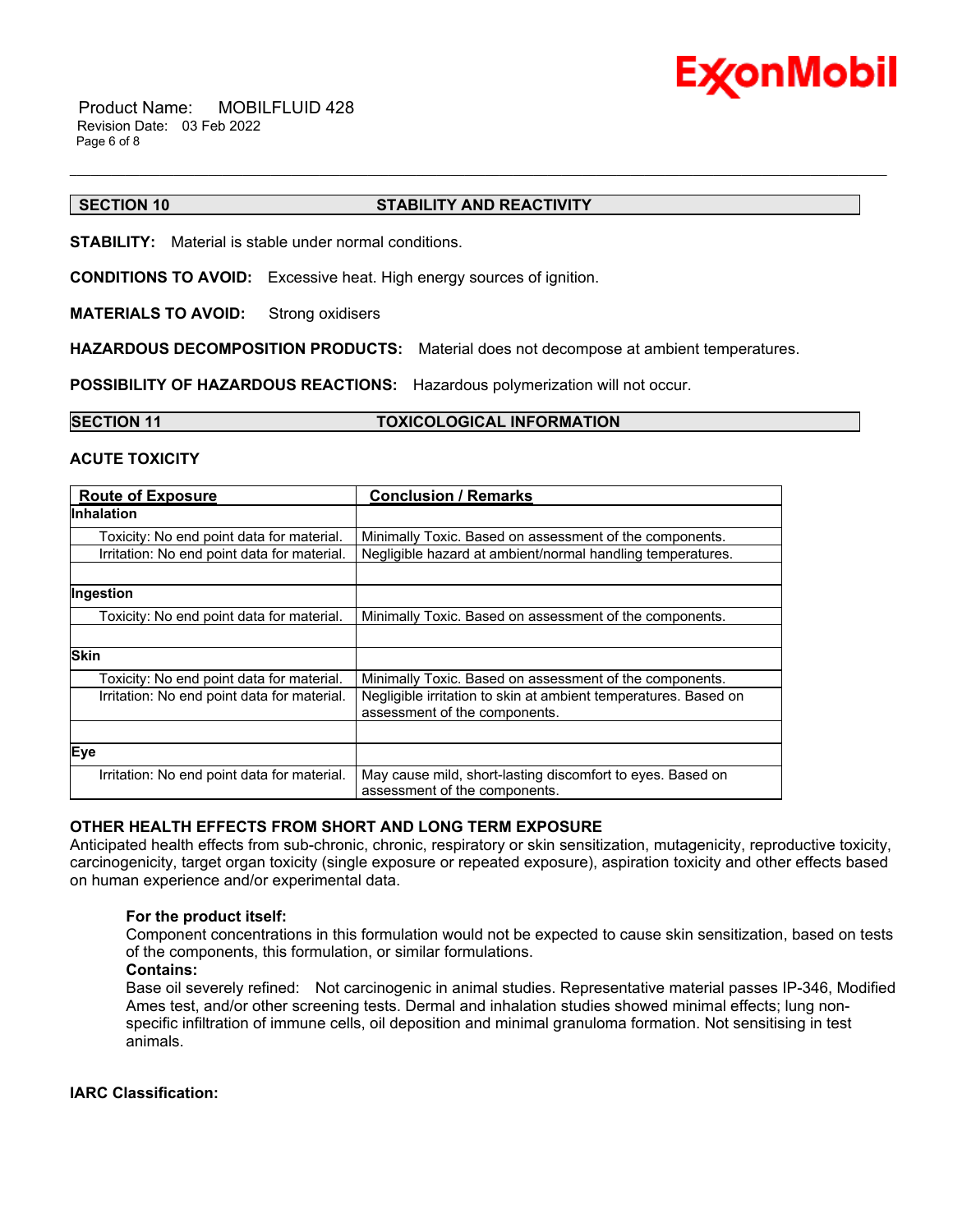## SECTION 10 STABILITY AND REACTIVITY

**STABILITY:** Material is stable under normal conditions.

**CONDITIONS TO AVOID:** Excessive heat. High energy sources of ignition.

**MATERIALS TO AVOID:** Strong oxidisers

**HAZARDOUS DECOMPOSITION PRODUCTS:** Material does not decompose at ambient temperatures.

**POSSIBILITY OF HAZARDOUS REACTIONS:** Hazardous polymerization will not occur.

## SECTION 11 TOXICOLOGICAL INFORMATION

### ACUTE TOXICITY

| Route of Exposure | Conclusion / Remarks |
|---|---|
| **Inhalation** | |
| Toxicity: No end point data for material. | Minimally Toxic. Based on assessment of the components. |
| Irritation: No end point data for material. | Negligible hazard at ambient/normal handling temperatures. |
| | |
| **Ingestion** | |
| Toxicity: No end point data for material. | Minimally Toxic. Based on assessment of the components. |
| | |
| **Skin** | |
| Toxicity: No end point data for material. | Minimally Toxic. Based on assessment of the components. |
| Irritation: No end point data for material. | Negligible irritation to skin at ambient temperatures. Based on assessment of the components. |
| | |
| **Eye** | |
| Irritation: No end point data for material. | May cause mild, short-lasting discomfort to eyes. Based on assessment of the components. |

### OTHER HEALTH EFFECTS FROM SHORT AND LONG TERM EXPOSURE

Anticipated health effects from sub-chronic, chronic, respiratory or skin sensitization, mutagenicity, reproductive toxicity, carcinogenicity, target organ toxicity (single exposure or repeated exposure), aspiration toxicity and other effects based on human experience and/or experimental data.

**For the product itself:**
Component concentrations in this formulation would not be expected to cause skin sensitization, based on tests of the components, this formulation, or similar formulations.

**Contains:**
Base oil severely refined: Not carcinogenic in animal studies. Representative material passes IP-346, Modified Ames test, and/or other screening tests. Dermal and inhalation studies showed minimal effects; lung non-specific infiltration of immune cells, oil deposition and minimal granuloma formation. Not sensitising in test animals.

**IARC Classification:**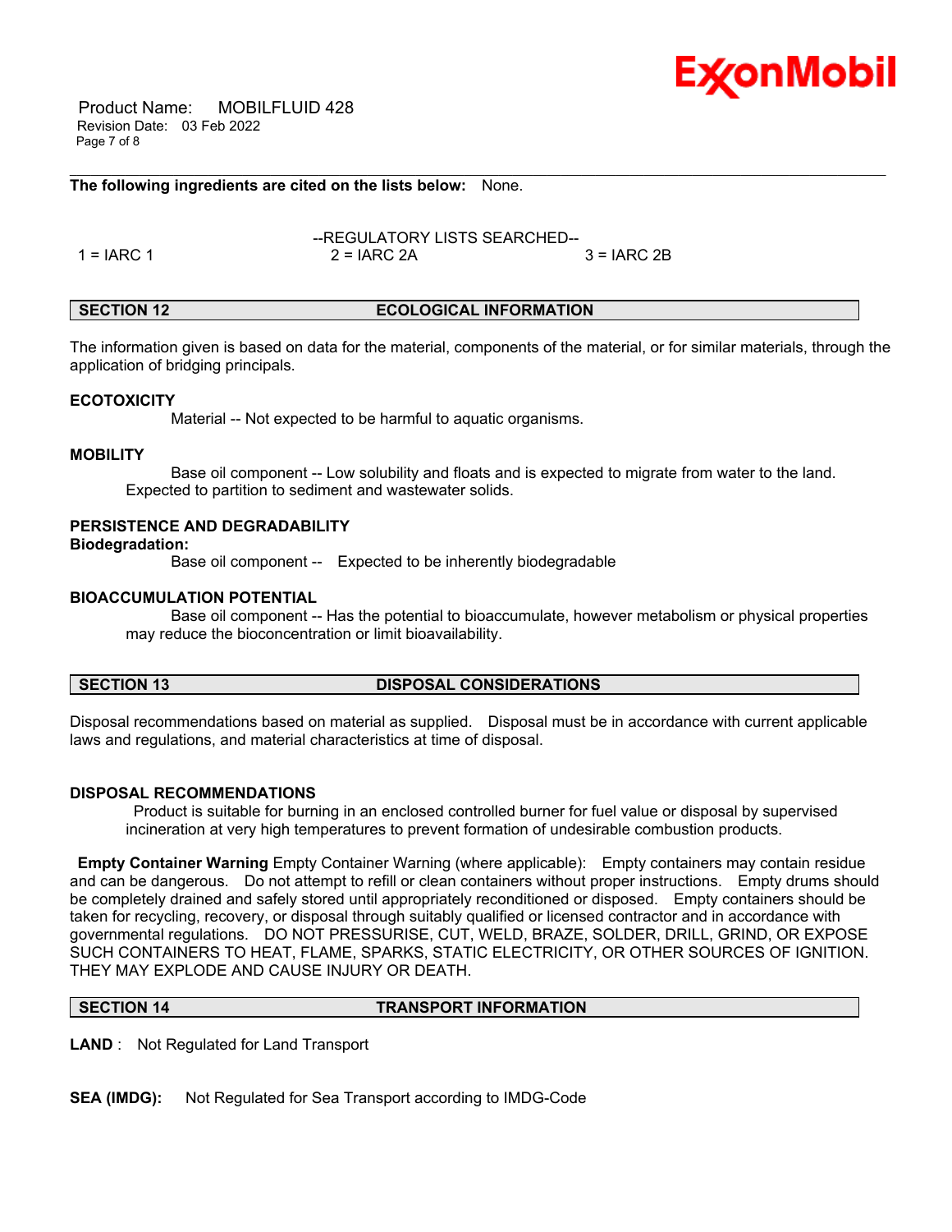**The following ingredients are cited on the lists below:** None.

--REGULATORY LISTS SEARCHED--

1 = IARC 1 &nbsp;&nbsp;&nbsp;&nbsp; 2 = IARC 2A &nbsp;&nbsp;&nbsp;&nbsp; 3 = IARC 2B

## SECTION 12 ECOLOGICAL INFORMATION

The information given is based on data for the material, components of the material, or for similar materials, through the application of bridging principals.

### ECOTOXICITY

Material -- Not expected to be harmful to aquatic organisms.

### MOBILITY

Base oil component -- Low solubility and floats and is expected to migrate from water to the land. Expected to partition to sediment and wastewater solids.

### PERSISTENCE AND DEGRADABILITY

**Biodegradation:**

Base oil component -- Expected to be inherently biodegradable

### BIOACCUMULATION POTENTIAL

Base oil component -- Has the potential to bioaccumulate, however metabolism or physical properties may reduce the bioconcentration or limit bioavailability.

## SECTION 13 DISPOSAL CONSIDERATIONS

Disposal recommendations based on material as supplied. Disposal must be in accordance with current applicable laws and regulations, and material characteristics at time of disposal.

### DISPOSAL RECOMMENDATIONS

Product is suitable for burning in an enclosed controlled burner for fuel value or disposal by supervised incineration at very high temperatures to prevent formation of undesirable combustion products.

**Empty Container Warning** Empty Container Warning (where applicable): Empty containers may contain residue and can be dangerous. Do not attempt to refill or clean containers without proper instructions. Empty drums should be completely drained and safely stored until appropriately reconditioned or disposed. Empty containers should be taken for recycling, recovery, or disposal through suitably qualified or licensed contractor and in accordance with governmental regulations. DO NOT PRESSURISE, CUT, WELD, BRAZE, SOLDER, DRILL, GRIND, OR EXPOSE SUCH CONTAINERS TO HEAT, FLAME, SPARKS, STATIC ELECTRICITY, OR OTHER SOURCES OF IGNITION. THEY MAY EXPLODE AND CAUSE INJURY OR DEATH.

## SECTION 14 TRANSPORT INFORMATION

**LAND** : Not Regulated for Land Transport

**SEA (IMDG):** Not Regulated for Sea Transport according to IMDG-Code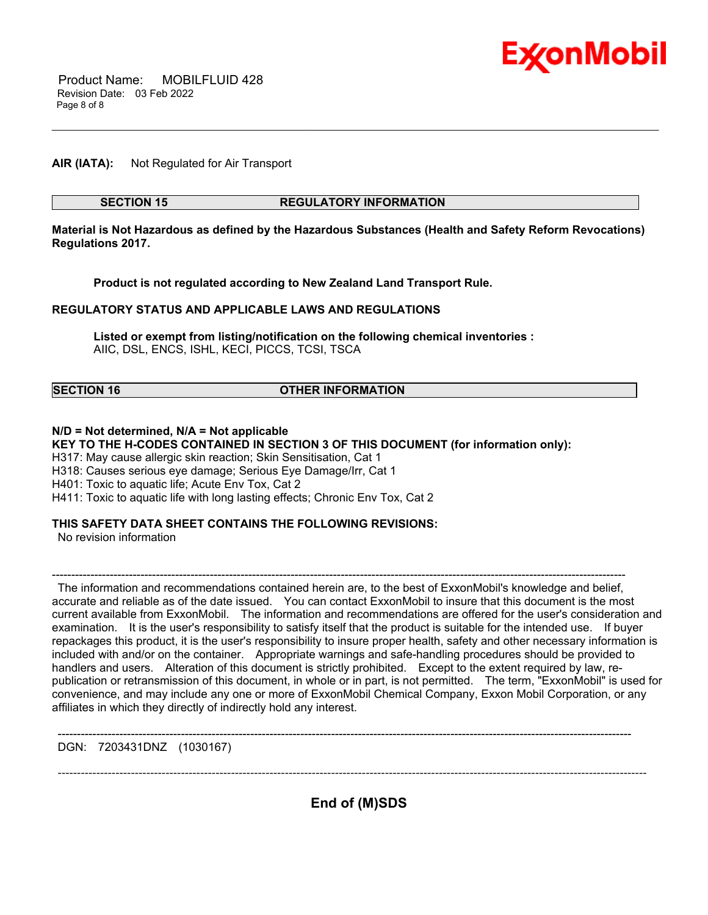**AIR (IATA):** Not Regulated for Air Transport

## SECTION 15 REGULATORY INFORMATION

**Material is Not Hazardous as defined by the Hazardous Substances (Health and Safety Reform Revocations) Regulations 2017.**

**Product is not regulated according to New Zealand Land Transport Rule.**

**REGULATORY STATUS AND APPLICABLE LAWS AND REGULATIONS**

**Listed or exempt from listing/notification on the following chemical inventories :**
AIIC, DSL, ENCS, ISHL, KECI, PICCS, TCSI, TSCA

## SECTION 16 OTHER INFORMATION

**N/D = Not determined, N/A = Not applicable**
**KEY TO THE H-CODES CONTAINED IN SECTION 3 OF THIS DOCUMENT (for information only):**
H317: May cause allergic skin reaction; Skin Sensitisation, Cat 1
H318: Causes serious eye damage; Serious Eye Damage/Irr, Cat 1
H401: Toxic to aquatic life; Acute Env Tox, Cat 2
H411: Toxic to aquatic life with long lasting effects; Chronic Env Tox, Cat 2

**THIS SAFETY DATA SHEET CONTAINS THE FOLLOWING REVISIONS:**
No revision information

-----------------------------------------------------------------------------------------------------------------------------------------------

The information and recommendations contained herein are, to the best of ExxonMobil's knowledge and belief, accurate and reliable as of the date issued. You can contact ExxonMobil to insure that this document is the most current available from ExxonMobil. The information and recommendations are offered for the user's consideration and examination. It is the user's responsibility to satisfy itself that the product is suitable for the intended use. If buyer repackages this product, it is the user's responsibility to insure proper health, safety and other necessary information is included with and/or on the container. Appropriate warnings and safe-handling procedures should be provided to handlers and users. Alteration of this document is strictly prohibited. Except to the extent required by law, re-publication or retransmission of this document, in whole or in part, is not permitted. The term, "ExxonMobil" is used for convenience, and may include any one or more of ExxonMobil Chemical Company, Exxon Mobil Corporation, or any affiliates in which they directly of indirectly hold any interest.

-----------------------------------------------------------------------------------------------------------------------------------------------

DGN: 7203431DNZ (1030167)

-----------------------------------------------------------------------------------------------------------------------------------------------

**End of (M)SDS**